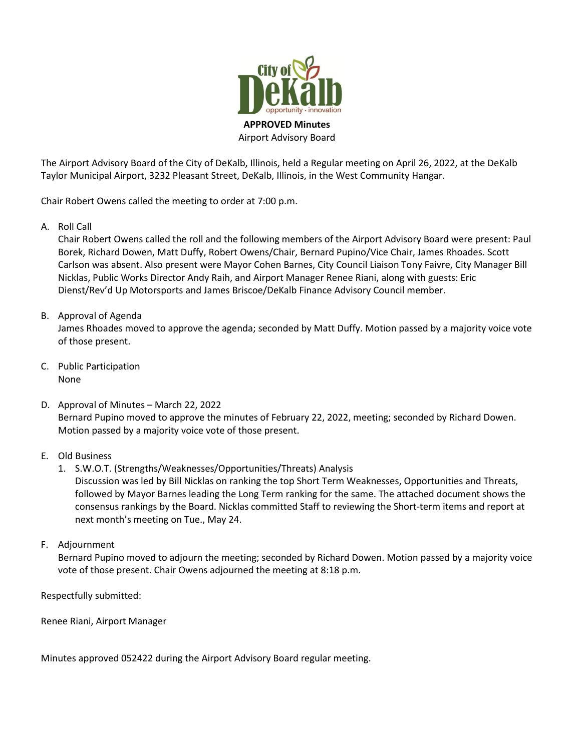**APPROVED Minutes**

Airport Advisory Board

The Airport Advisory Board of the City of DeKalb, Illinois, held a Regular meeting on April 26, 2022, at the DeKalb Taylor Municipal Airport, 3232 Pleasant Street, DeKalb, Illinois, in the West Community Hangar.

Chair Robert Owens called the meeting to order at 7:00 p.m.

A. Roll Call
   Chair Robert Owens called the roll and the following members of the Airport Advisory Board were present: Paul Borek, Richard Dowen, Matt Duffy, Robert Owens/Chair, Bernard Pupino/Vice Chair, James Rhoades. Scott Carlson was absent. Also present were Mayor Cohen Barnes, City Council Liaison Tony Faivre, City Manager Bill Nicklas, Public Works Director Andy Raih, and Airport Manager Renee Riani, along with guests: Eric Dienst/Rev'd Up Motorsports and James Briscoe/DeKalb Finance Advisory Council member.

B. Approval of Agenda
   James Rhoades moved to approve the agenda; seconded by Matt Duffy. Motion passed by a majority voice vote of those present.

C. Public Participation
   None

D. Approval of Minutes – March 22, 2022
   Bernard Pupino moved to approve the minutes of February 22, 2022, meeting; seconded by Richard Dowen. Motion passed by a majority voice vote of those present.

E. Old Business
   1. S.W.O.T. (Strengths/Weaknesses/Opportunities/Threats) Analysis
      Discussion was led by Bill Nicklas on ranking the top Short Term Weaknesses, Opportunities and Threats, followed by Mayor Barnes leading the Long Term ranking for the same. The attached document shows the consensus rankings by the Board. Nicklas committed Staff to reviewing the Short-term items and report at next month's meeting on Tue., May 24.

F. Adjournment
   Bernard Pupino moved to adjourn the meeting; seconded by Richard Dowen. Motion passed by a majority voice vote of those present. Chair Owens adjourned the meeting at 8:18 p.m.

Respectfully submitted:

Renee Riani, Airport Manager

Minutes approved 052422 during the Airport Advisory Board regular meeting.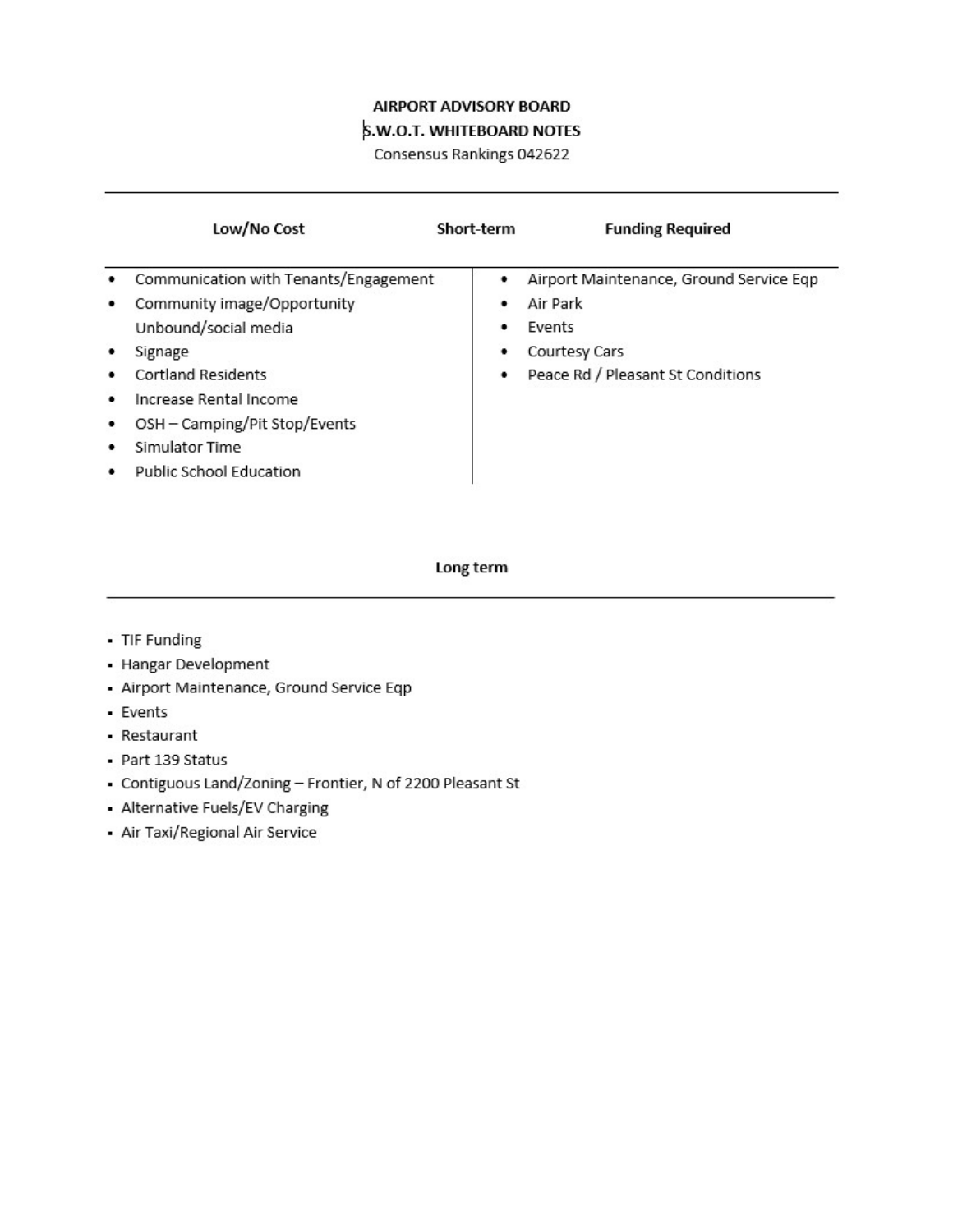**AIRPORT ADVISORY BOARD**

**S.W.O.T. WHITEBOARD NOTES**

Consensus Rankings 042622

---

**Short-term**

| Low/No Cost | Funding Required |
| --- | --- |
| • Communication with Tenants/Engagement | • Airport Maintenance, Ground Service Eqp |
| • Community image/Opportunity Unbound/social media | • Air Park |
| • Signage | • Events |
| • Cortland Residents | • Courtesy Cars |
| • Increase Rental Income | • Peace Rd / Pleasant St Conditions |
| • OSH – Camping/Pit Stop/Events | |
| • Simulator Time | |
| • Public School Education | |

**Long term**

---

- TIF Funding
- Hangar Development
- Airport Maintenance, Ground Service Eqp
- Events
- Restaurant
- Part 139 Status
- Contiguous Land/Zoning – Frontier, N of 2200 Pleasant St
- Alternative Fuels/EV Charging
- Air Taxi/Regional Air Service